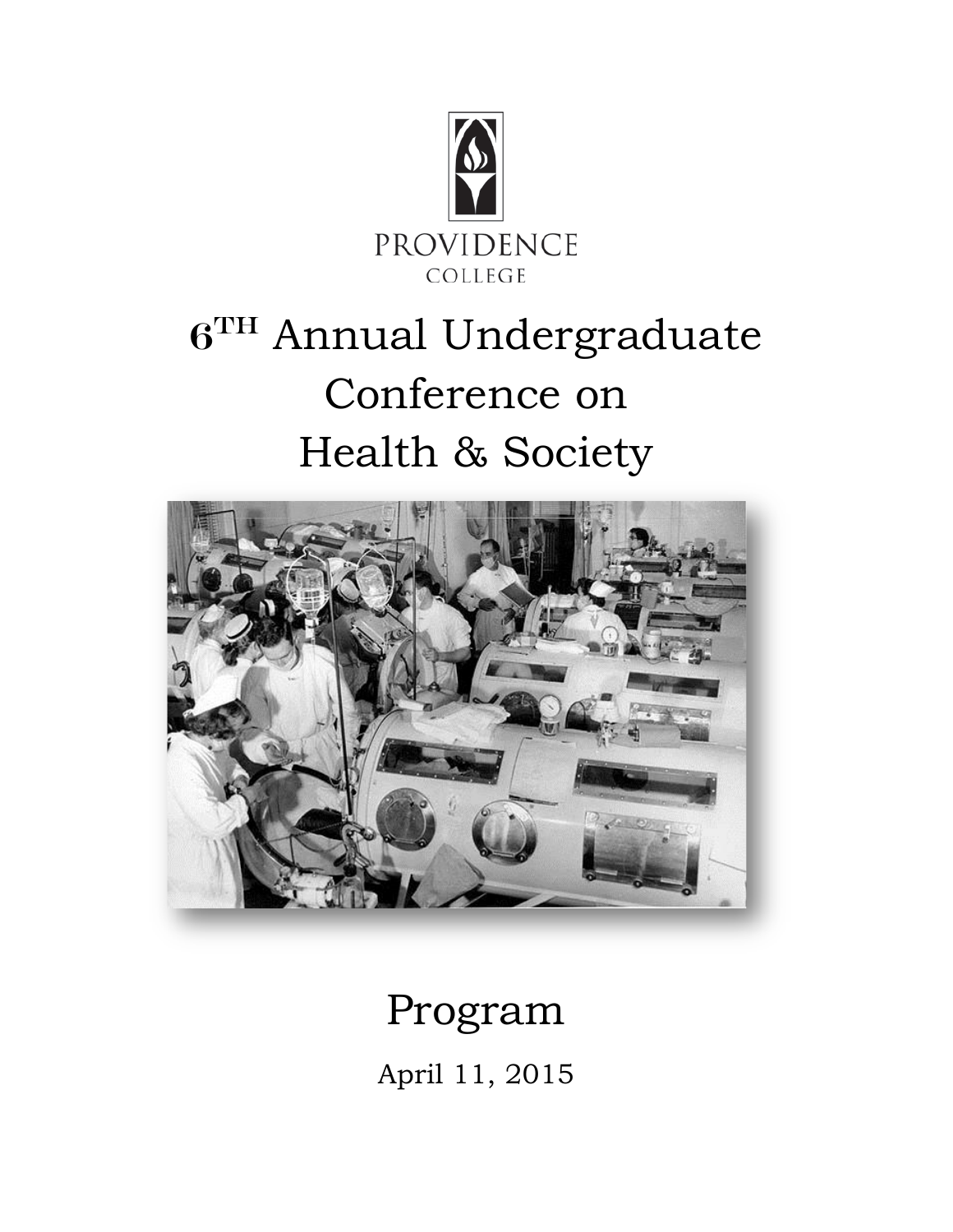PROVIDENCE
COLLEGE

# $6^{TH}$ Annual Undergraduate Conference on Health & Society

## Program

April 11, 2015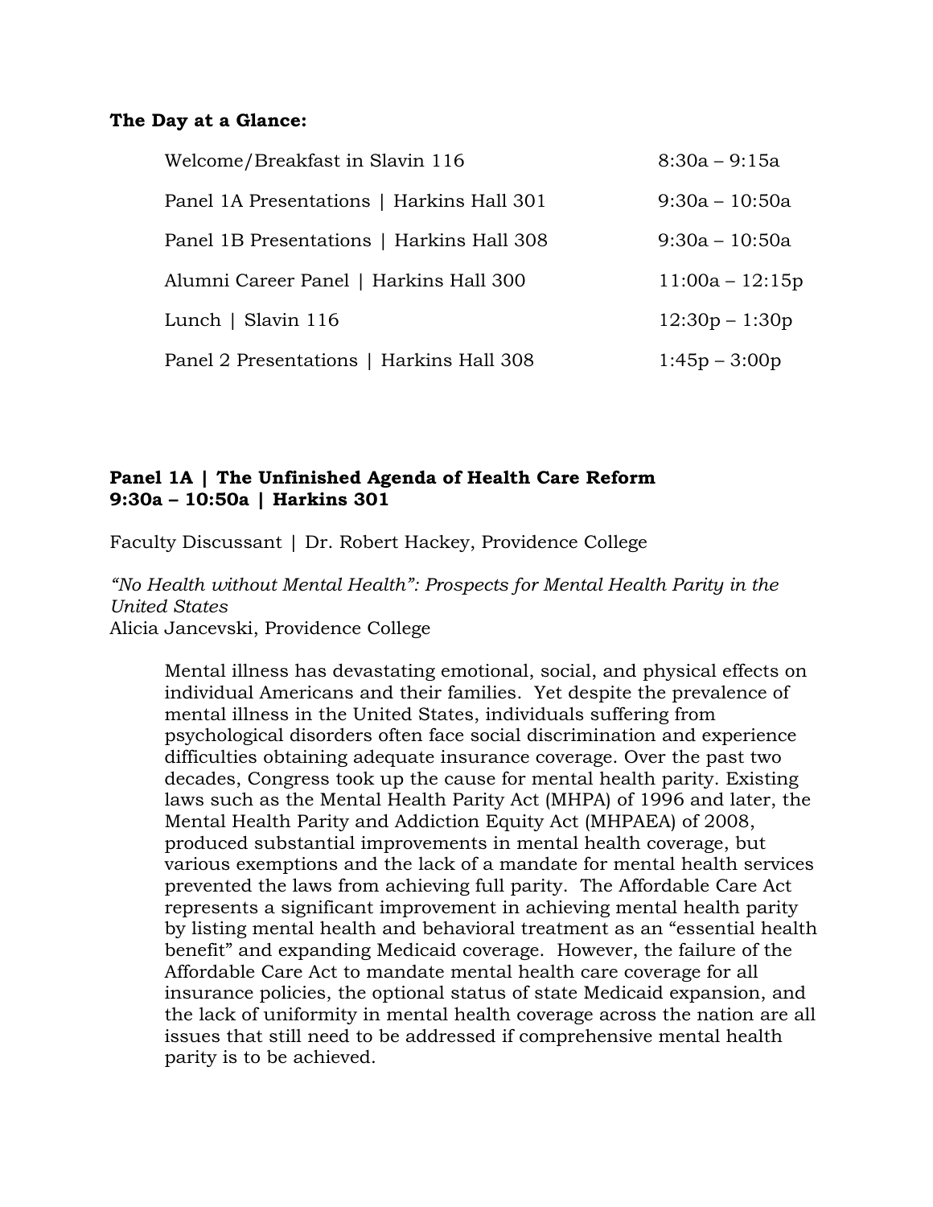**The Day at a Glance:**

| | |
|---|---|
| Welcome/Breakfast in Slavin 116 | 8:30a – 9:15a |
| Panel 1A Presentations \| Harkins Hall 301 | 9:30a – 10:50a |
| Panel 1B Presentations \| Harkins Hall 308 | 9:30a – 10:50a |
| Alumni Career Panel \| Harkins Hall 300 | 11:00a – 12:15p |
| Lunch \| Slavin 116 | 12:30p – 1:30p |
| Panel 2 Presentations \| Harkins Hall 308 | 1:45p – 3:00p |

**Panel 1A | The Unfinished Agenda of Health Care Reform**
**9:30a – 10:50a | Harkins 301**

Faculty Discussant | Dr. Robert Hackey, Providence College

*"No Health without Mental Health": Prospects for Mental Health Parity in the United States*
Alicia Jancevski, Providence College

> Mental illness has devastating emotional, social, and physical effects on individual Americans and their families. Yet despite the prevalence of mental illness in the United States, individuals suffering from psychological disorders often face social discrimination and experience difficulties obtaining adequate insurance coverage. Over the past two decades, Congress took up the cause for mental health parity. Existing laws such as the Mental Health Parity Act (MHPA) of 1996 and later, the Mental Health Parity and Addiction Equity Act (MHPAEA) of 2008, produced substantial improvements in mental health coverage, but various exemptions and the lack of a mandate for mental health services prevented the laws from achieving full parity. The Affordable Care Act represents a significant improvement in achieving mental health parity by listing mental health and behavioral treatment as an "essential health benefit" and expanding Medicaid coverage. However, the failure of the Affordable Care Act to mandate mental health care coverage for all insurance policies, the optional status of state Medicaid expansion, and the lack of uniformity in mental health coverage across the nation are all issues that still need to be addressed if comprehensive mental health parity is to be achieved.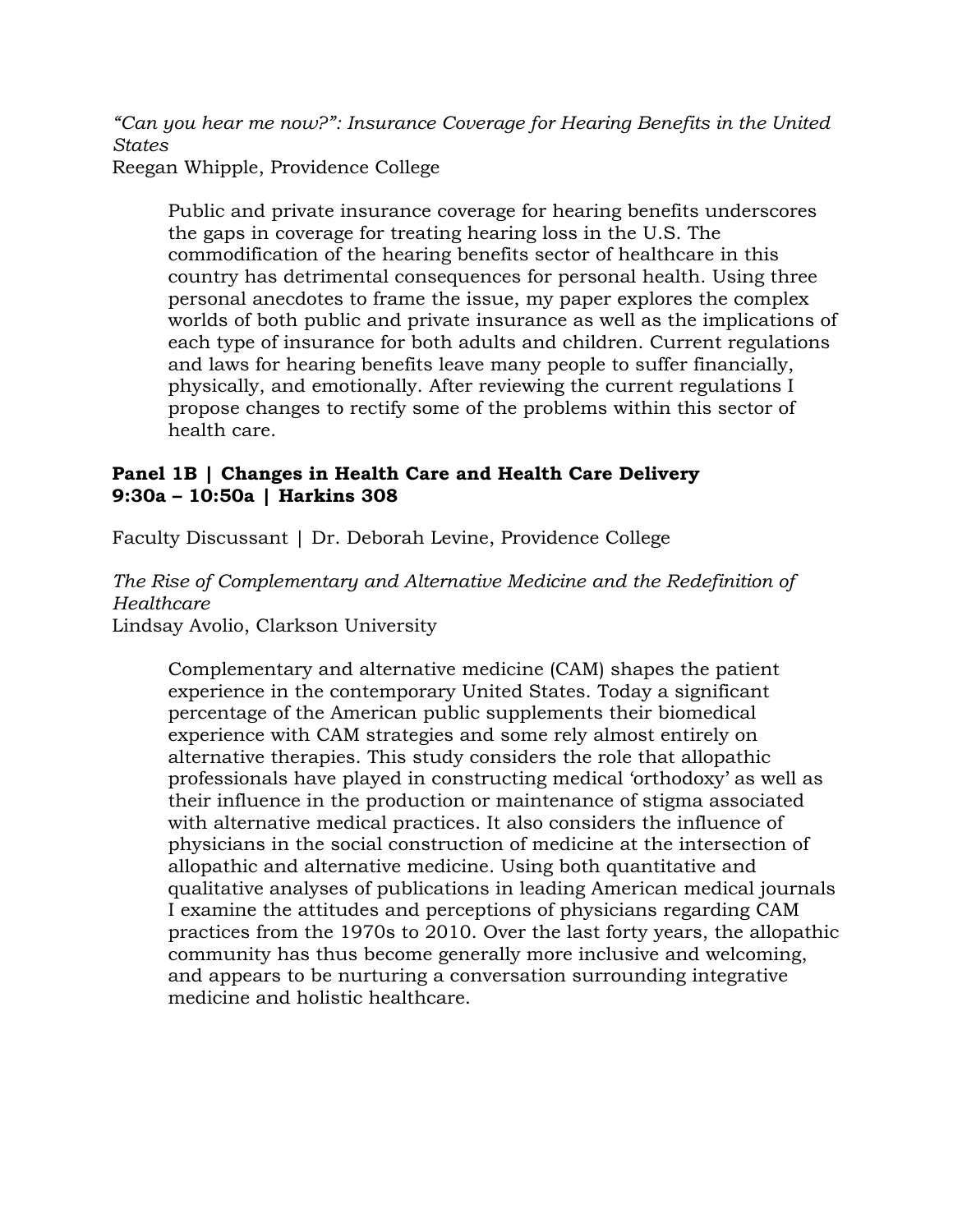*"Can you hear me now?": Insurance Coverage for Hearing Benefits in the United States*
Reegan Whipple, Providence College

> Public and private insurance coverage for hearing benefits underscores the gaps in coverage for treating hearing loss in the U.S. The commodification of the hearing benefits sector of healthcare in this country has detrimental consequences for personal health. Using three personal anecdotes to frame the issue, my paper explores the complex worlds of both public and private insurance as well as the implications of each type of insurance for both adults and children. Current regulations and laws for hearing benefits leave many people to suffer financially, physically, and emotionally. After reviewing the current regulations I propose changes to rectify some of the problems within this sector of health care.

**Panel 1B | Changes in Health Care and Health Care Delivery**
**9:30a – 10:50a | Harkins 308**

Faculty Discussant | Dr. Deborah Levine, Providence College

*The Rise of Complementary and Alternative Medicine and the Redefinition of Healthcare*
Lindsay Avolio, Clarkson University

> Complementary and alternative medicine (CAM) shapes the patient experience in the contemporary United States. Today a significant percentage of the American public supplements their biomedical experience with CAM strategies and some rely almost entirely on alternative therapies. This study considers the role that allopathic professionals have played in constructing medical 'orthodoxy' as well as their influence in the production or maintenance of stigma associated with alternative medical practices. It also considers the influence of physicians in the social construction of medicine at the intersection of allopathic and alternative medicine. Using both quantitative and qualitative analyses of publications in leading American medical journals I examine the attitudes and perceptions of physicians regarding CAM practices from the 1970s to 2010. Over the last forty years, the allopathic community has thus become generally more inclusive and welcoming, and appears to be nurturing a conversation surrounding integrative medicine and holistic healthcare.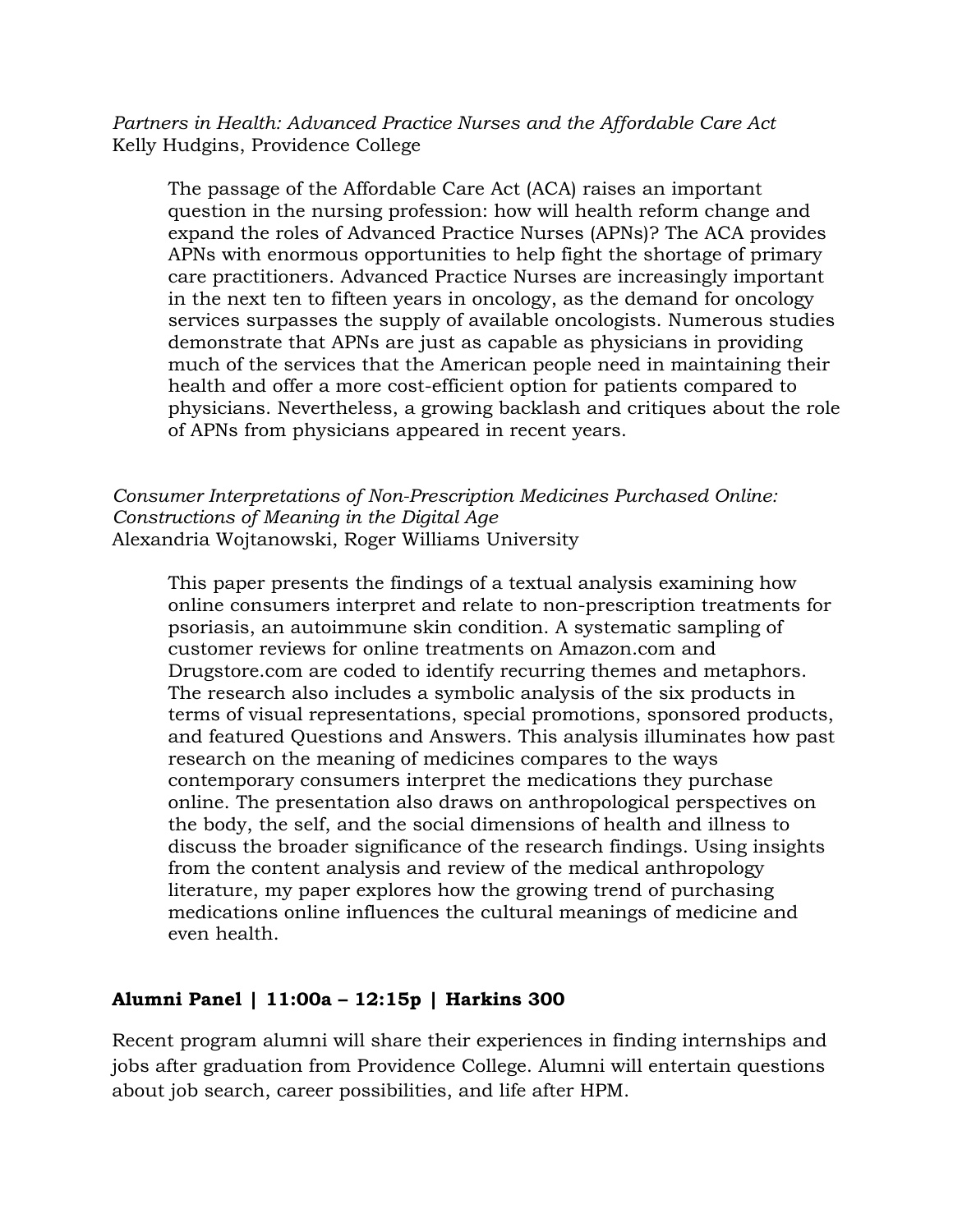*Partners in Health: Advanced Practice Nurses and the Affordable Care Act*
Kelly Hudgins, Providence College

> The passage of the Affordable Care Act (ACA) raises an important question in the nursing profession: how will health reform change and expand the roles of Advanced Practice Nurses (APNs)? The ACA provides APNs with enormous opportunities to help fight the shortage of primary care practitioners. Advanced Practice Nurses are increasingly important in the next ten to fifteen years in oncology, as the demand for oncology services surpasses the supply of available oncologists. Numerous studies demonstrate that APNs are just as capable as physicians in providing much of the services that the American people need in maintaining their health and offer a more cost-efficient option for patients compared to physicians. Nevertheless, a growing backlash and critiques about the role of APNs from physicians appeared in recent years.

*Consumer Interpretations of Non-Prescription Medicines Purchased Online: Constructions of Meaning in the Digital Age*
Alexandria Wojtanowski, Roger Williams University

> This paper presents the findings of a textual analysis examining how online consumers interpret and relate to non-prescription treatments for psoriasis, an autoimmune skin condition. A systematic sampling of customer reviews for online treatments on Amazon.com and Drugstore.com are coded to identify recurring themes and metaphors. The research also includes a symbolic analysis of the six products in terms of visual representations, special promotions, sponsored products, and featured Questions and Answers. This analysis illuminates how past research on the meaning of medicines compares to the ways contemporary consumers interpret the medications they purchase online. The presentation also draws on anthropological perspectives on the body, the self, and the social dimensions of health and illness to discuss the broader significance of the research findings. Using insights from the content analysis and review of the medical anthropology literature, my paper explores how the growing trend of purchasing medications online influences the cultural meanings of medicine and even health.

**Alumni Panel | 11:00a – 12:15p | Harkins 300**

Recent program alumni will share their experiences in finding internships and jobs after graduation from Providence College. Alumni will entertain questions about job search, career possibilities, and life after HPM.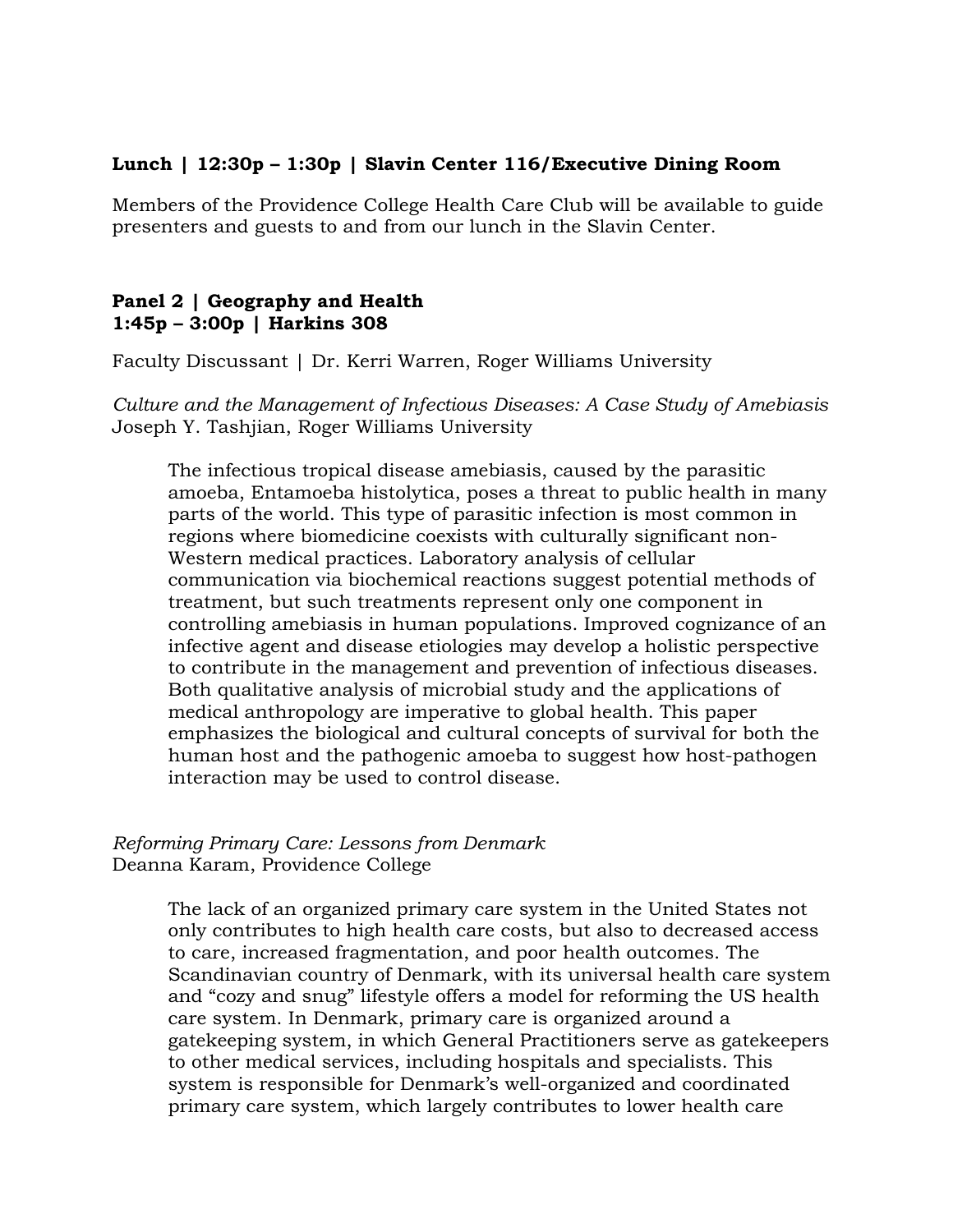**Lunch | 12:30p – 1:30p | Slavin Center 116/Executive Dining Room**

Members of the Providence College Health Care Club will be available to guide presenters and guests to and from our lunch in the Slavin Center.

**Panel 2 | Geography and Health**
**1:45p – 3:00p | Harkins 308**

Faculty Discussant | Dr. Kerri Warren, Roger Williams University

*Culture and the Management of Infectious Diseases: A Case Study of Amebiasis*
Joseph Y. Tashjian, Roger Williams University

> The infectious tropical disease amebiasis, caused by the parasitic amoeba, Entamoeba histolytica, poses a threat to public health in many parts of the world. This type of parasitic infection is most common in regions where biomedicine coexists with culturally significant non-Western medical practices. Laboratory analysis of cellular communication via biochemical reactions suggest potential methods of treatment, but such treatments represent only one component in controlling amebiasis in human populations. Improved cognizance of an infective agent and disease etiologies may develop a holistic perspective to contribute in the management and prevention of infectious diseases. Both qualitative analysis of microbial study and the applications of medical anthropology are imperative to global health. This paper emphasizes the biological and cultural concepts of survival for both the human host and the pathogenic amoeba to suggest how host-pathogen interaction may be used to control disease.

*Reforming Primary Care: Lessons from Denmark*
Deanna Karam, Providence College

> The lack of an organized primary care system in the United States not only contributes to high health care costs, but also to decreased access to care, increased fragmentation, and poor health outcomes. The Scandinavian country of Denmark, with its universal health care system and "cozy and snug" lifestyle offers a model for reforming the US health care system. In Denmark, primary care is organized around a gatekeeping system, in which General Practitioners serve as gatekeepers to other medical services, including hospitals and specialists. This system is responsible for Denmark's well-organized and coordinated primary care system, which largely contributes to lower health care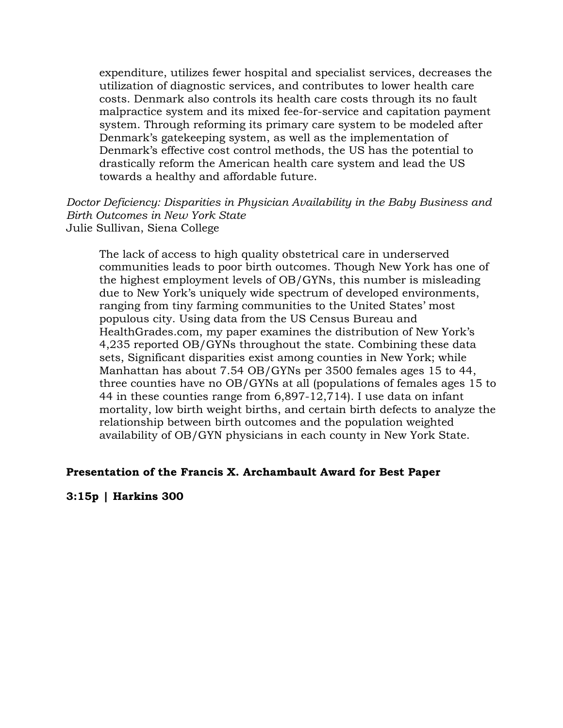expenditure, utilizes fewer hospital and specialist services, decreases the utilization of diagnostic services, and contributes to lower health care costs. Denmark also controls its health care costs through its no fault malpractice system and its mixed fee-for-service and capitation payment system. Through reforming its primary care system to be modeled after Denmark's gatekeeping system, as well as the implementation of Denmark's effective cost control methods, the US has the potential to drastically reform the American health care system and lead the US towards a healthy and affordable future.

*Doctor Deficiency: Disparities in Physician Availability in the Baby Business and Birth Outcomes in New York State*
Julie Sullivan, Siena College

> The lack of access to high quality obstetrical care in underserved communities leads to poor birth outcomes. Though New York has one of the highest employment levels of OB/GYNs, this number is misleading due to New York's uniquely wide spectrum of developed environments, ranging from tiny farming communities to the United States' most populous city. Using data from the US Census Bureau and HealthGrades.com, my paper examines the distribution of New York's 4,235 reported OB/GYNs throughout the state. Combining these data sets, Significant disparities exist among counties in New York; while Manhattan has about 7.54 OB/GYNs per 3500 females ages 15 to 44, three counties have no OB/GYNs at all (populations of females ages 15 to 44 in these counties range from 6,897-12,714). I use data on infant mortality, low birth weight births, and certain birth defects to analyze the relationship between birth outcomes and the population weighted availability of OB/GYN physicians in each county in New York State.

**Presentation of the Francis X. Archambault Award for Best Paper**

**3:15p | Harkins 300**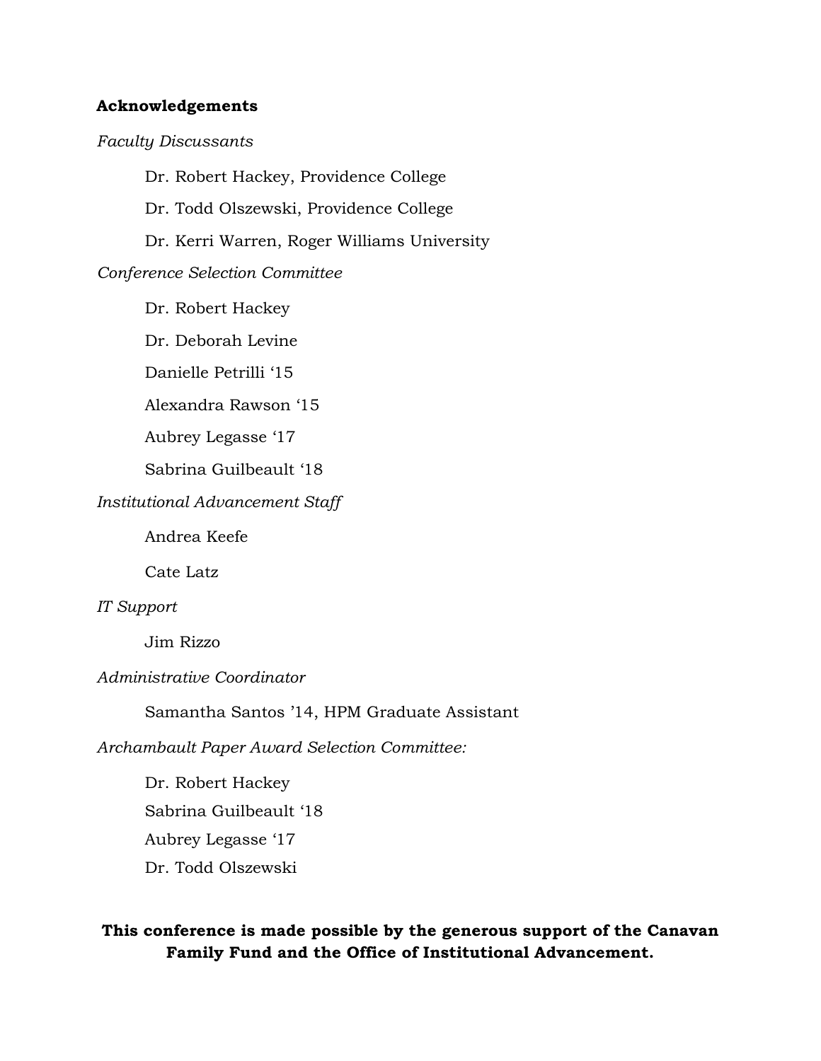**Acknowledgements**

*Faculty Discussants*

Dr. Robert Hackey, Providence College

Dr. Todd Olszewski, Providence College

Dr. Kerri Warren, Roger Williams University

*Conference Selection Committee*

Dr. Robert Hackey

Dr. Deborah Levine

Danielle Petrilli '15

Alexandra Rawson '15

Aubrey Legasse '17

Sabrina Guilbeault '18

*Institutional Advancement Staff*

Andrea Keefe

Cate Latz

*IT Support*

Jim Rizzo

*Administrative Coordinator*

Samantha Santos '14, HPM Graduate Assistant

*Archambault Paper Award Selection Committee:*

Dr. Robert Hackey
Sabrina Guilbeault '18
Aubrey Legasse '17
Dr. Todd Olszewski

**This conference is made possible by the generous support of the Canavan Family Fund and the Office of Institutional Advancement.**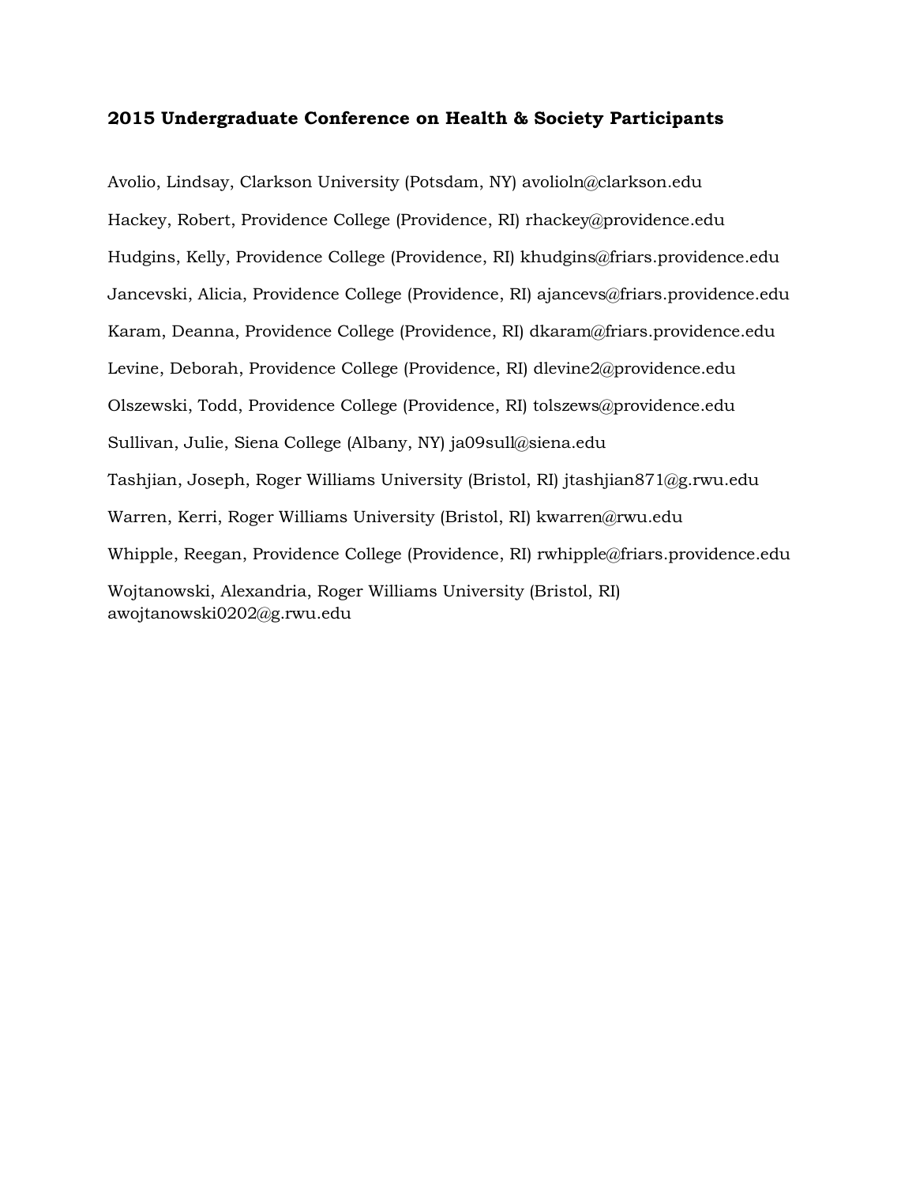**2015 Undergraduate Conference on Health & Society Participants**

Avolio, Lindsay, Clarkson University (Potsdam, NY) avolioln@clarkson.edu

Hackey, Robert, Providence College (Providence, RI) rhackey@providence.edu

Hudgins, Kelly, Providence College (Providence, RI) khudgins@friars.providence.edu

Jancevski, Alicia, Providence College (Providence, RI) ajancevs@friars.providence.edu

Karam, Deanna, Providence College (Providence, RI) dkaram@friars.providence.edu

Levine, Deborah, Providence College (Providence, RI) dlevine2@providence.edu

Olszewski, Todd, Providence College (Providence, RI) tolszews@providence.edu

Sullivan, Julie, Siena College (Albany, NY) ja09sull@siena.edu

Tashjian, Joseph, Roger Williams University (Bristol, RI) jtashjian871@g.rwu.edu

Warren, Kerri, Roger Williams University (Bristol, RI) kwarren@rwu.edu

Whipple, Reegan, Providence College (Providence, RI) rwhipple@friars.providence.edu

Wojtanowski, Alexandria, Roger Williams University (Bristol, RI) awojtanowski0202@g.rwu.edu